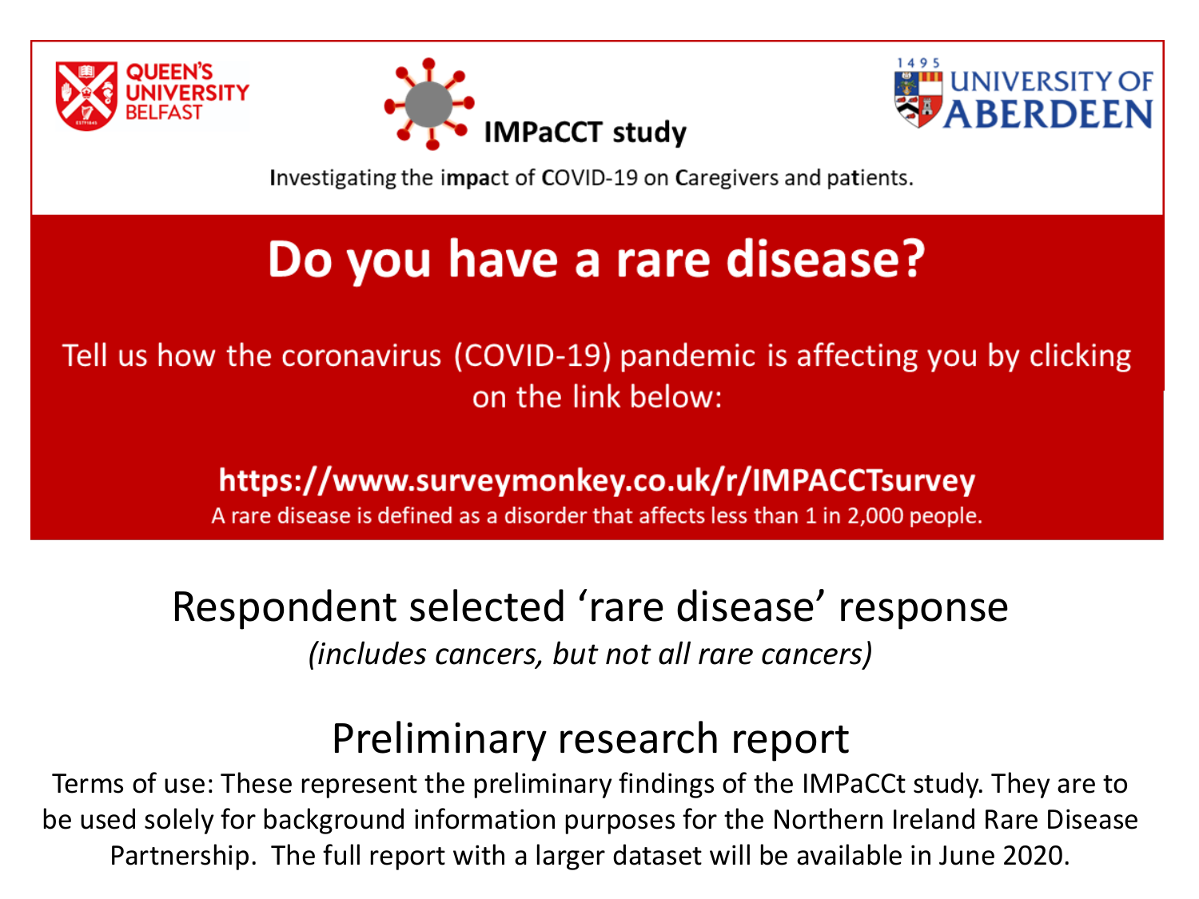QUEEN'S UNIVERSITY BELFAST

**IMPaCCT study**

UNIVERSITY OF ABERDEEN

Investigating the impact of COVID-19 on Caregivers and patients.

# Do you have a rare disease?

Tell us how the coronavirus (COVID-19) pandemic is affecting you by clicking on the link below:

**https://www.surveymonkey.co.uk/r/IMPACCTsurvey**

A rare disease is defined as a disorder that affects less than 1 in 2,000 people.

## Respondent selected 'rare disease' response

*(includes cancers, but not all rare cancers)*

## Preliminary research report

Terms of use: These represent the preliminary findings of the IMPaCCt study. They are to be used solely for background information purposes for the Northern Ireland Rare Disease Partnership. The full report with a larger dataset will be available in June 2020.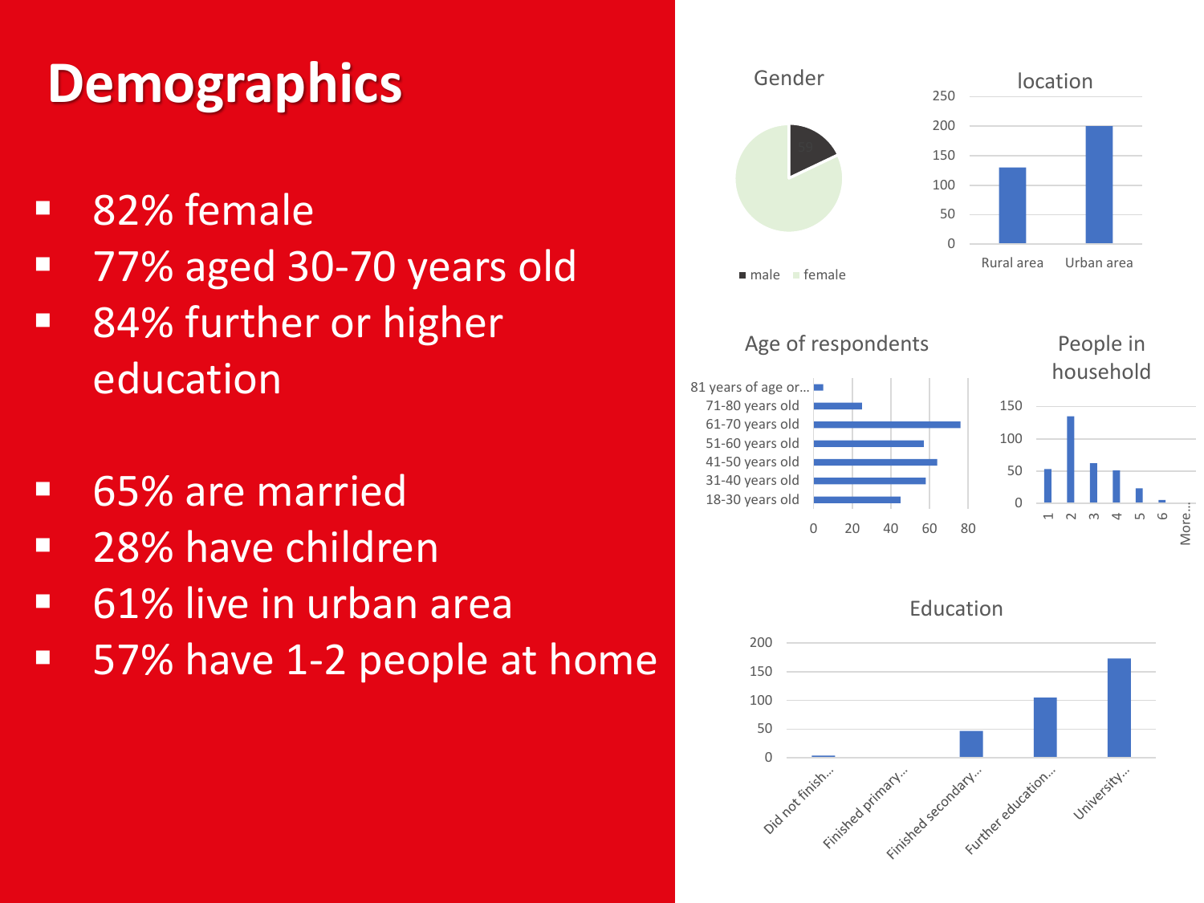# Demographics

- 82% female
- 77% aged 30-70 years old
- 84% further or higher education

- 65% are married
- 28% have children
- 61% live in urban area
- 57% have 1-2 people at home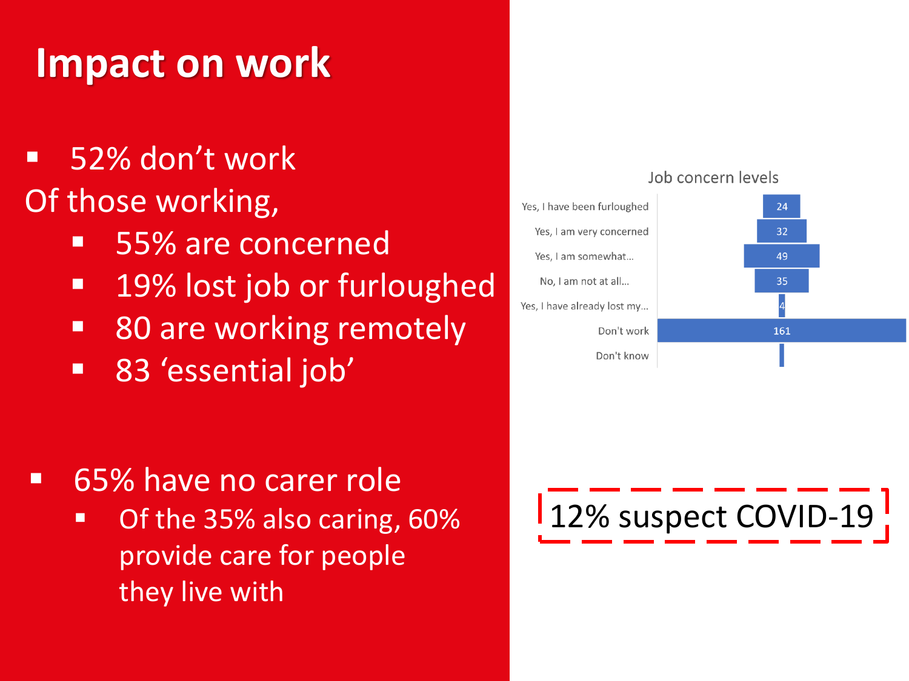# Impact on work

- 52% don't work

Of those working,

  - 55% are concerned
  - 19% lost job or furloughed
  - 80 are working remotely
  - 83 'essential job'

Job concern levels

| Response | Count |
| --- | --- |
| Yes, I have been furloughed | 24 |
| Yes, I am very concerned | 32 |
| Yes, I am somewhat... | 49 |
| No, I am not at all... | 35 |
| Yes, I have already lost my... | 4 |
| Don't work | 161 |
| Don't know | |

- 65% have no carer role
  - Of the 35% also caring, 60% provide care for people they live with

12% suspect COVID-19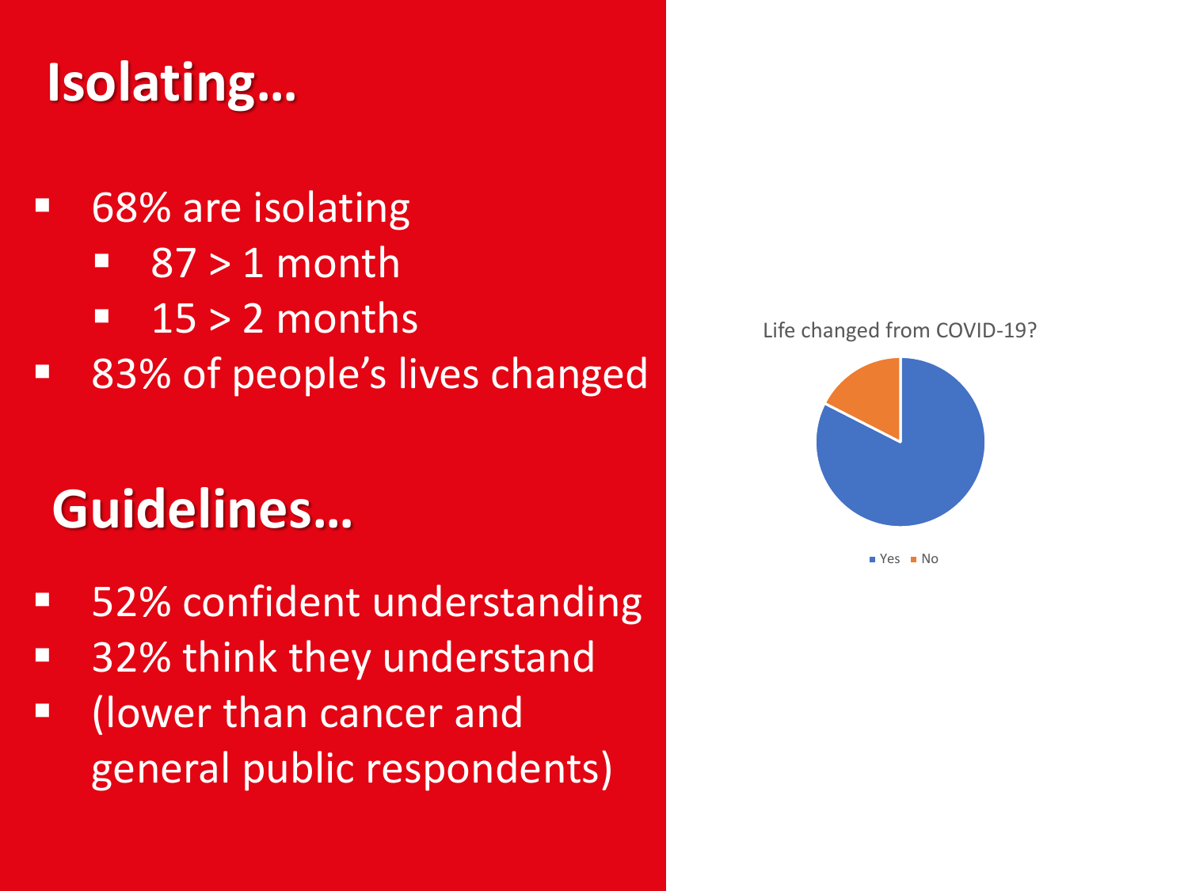## Isolating…

- 68% are isolating
  - 87 > 1 month
  - 15 > 2 months
- 83% of people's lives changed

## Guidelines…

- 52% confident understanding
- 32% think they understand
- (lower than cancer and general public respondents)

Life changed from COVID-19?

Yes No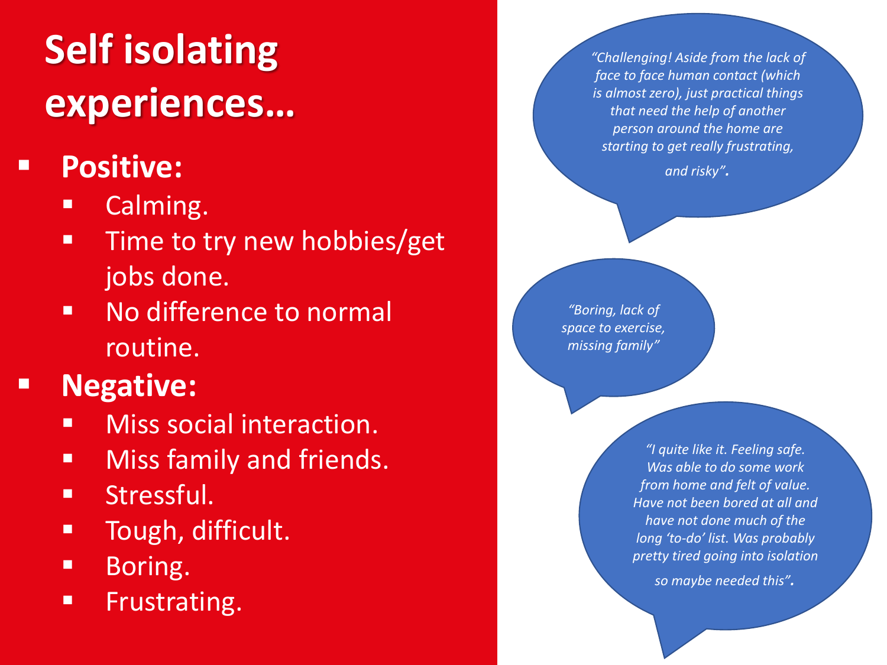# Self isolating experiences…

- **Positive:**
  - Calming.
  - Time to try new hobbies/get jobs done.
  - No difference to normal routine.
- **Negative:**
  - Miss social interaction.
  - Miss family and friends.
  - Stressful.
  - Tough, difficult.
  - Boring.
  - Frustrating.

*"Challenging! Aside from the lack of face to face human contact (which is almost zero), just practical things that need the help of another person around the home are starting to get really frustrating, and risky".*

*"Boring, lack of space to exercise, missing family"*

*"I quite like it. Feeling safe. Was able to do some work from home and felt of value. Have not been bored at all and have not done much of the long 'to-do' list. Was probably pretty tired going into isolation so maybe needed this".*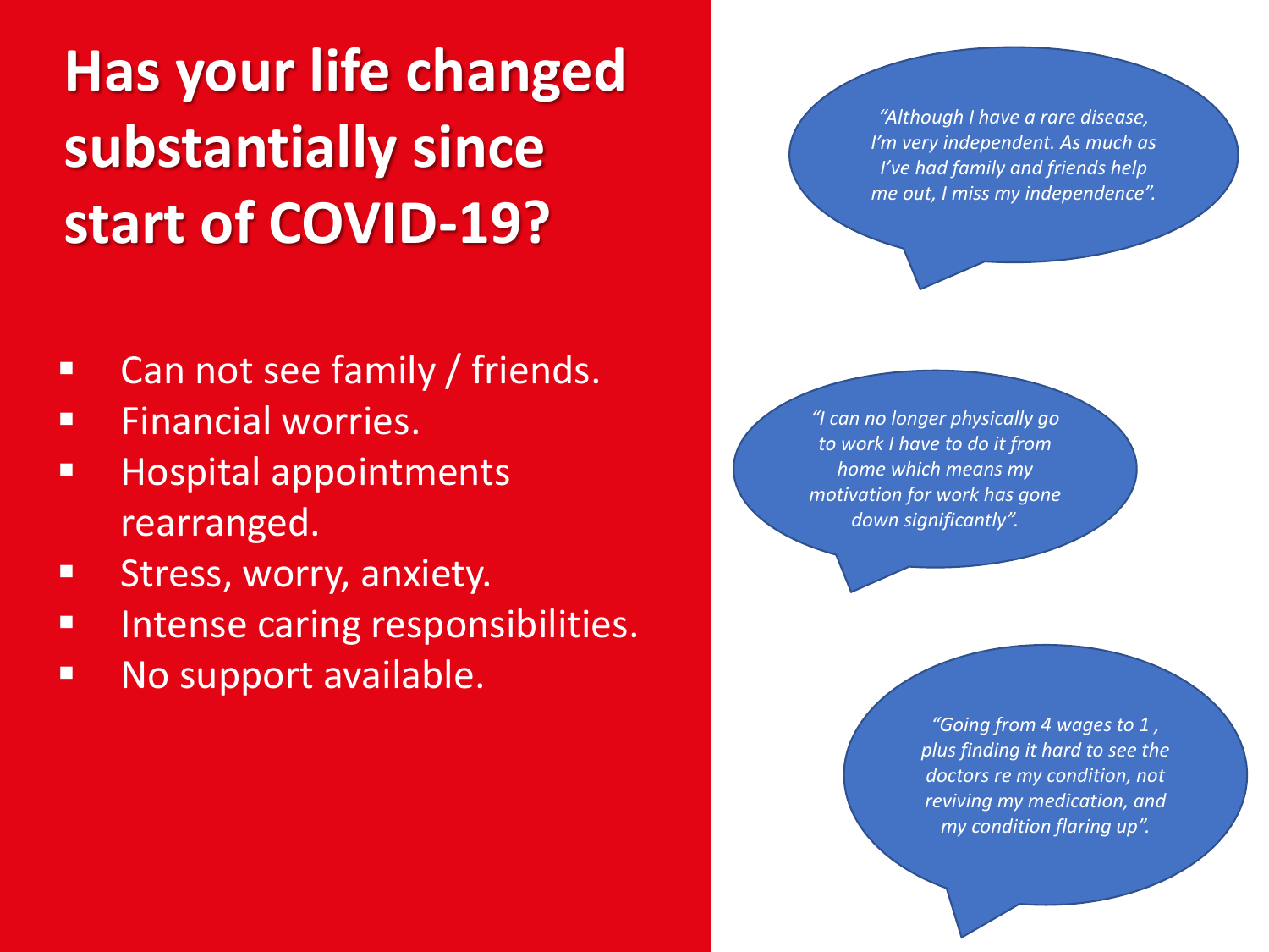# Has your life changed substantially since start of COVID-19?

- Can not see family / friends.
- Financial worries.
- Hospital appointments rearranged.
- Stress, worry, anxiety.
- Intense caring responsibilities.
- No support available.

*"Although I have a rare disease, I'm very independent. As much as I've had family and friends help me out, I miss my independence".*

*"I can no longer physically go to work I have to do it from home which means my motivation for work has gone down significantly".*

*"Going from 4 wages to 1 , plus finding it hard to see the doctors re my condition, not reviving my medication, and my condition flaring up".*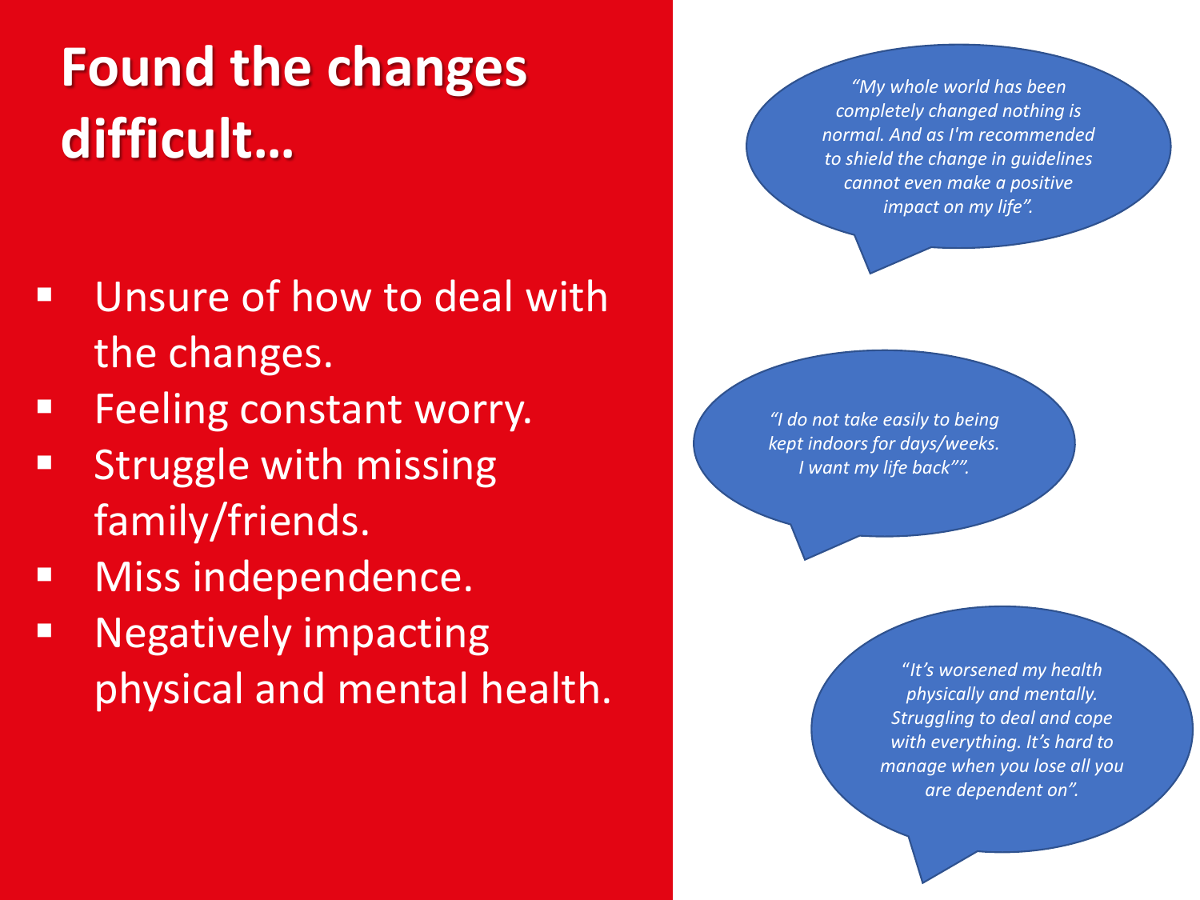# Found the changes difficult…

- Unsure of how to deal with the changes.
- Feeling constant worry.
- Struggle with missing family/friends.
- Miss independence.
- Negatively impacting physical and mental health.

*"My whole world has been completely changed nothing is normal. And as I'm recommended to shield the change in guidelines cannot even make a positive impact on my life".*

*"I do not take easily to being kept indoors for days/weeks. I want my life back"".*

*"It's worsened my health physically and mentally. Struggling to deal and cope with everything. It's hard to manage when you lose all you are dependent on".*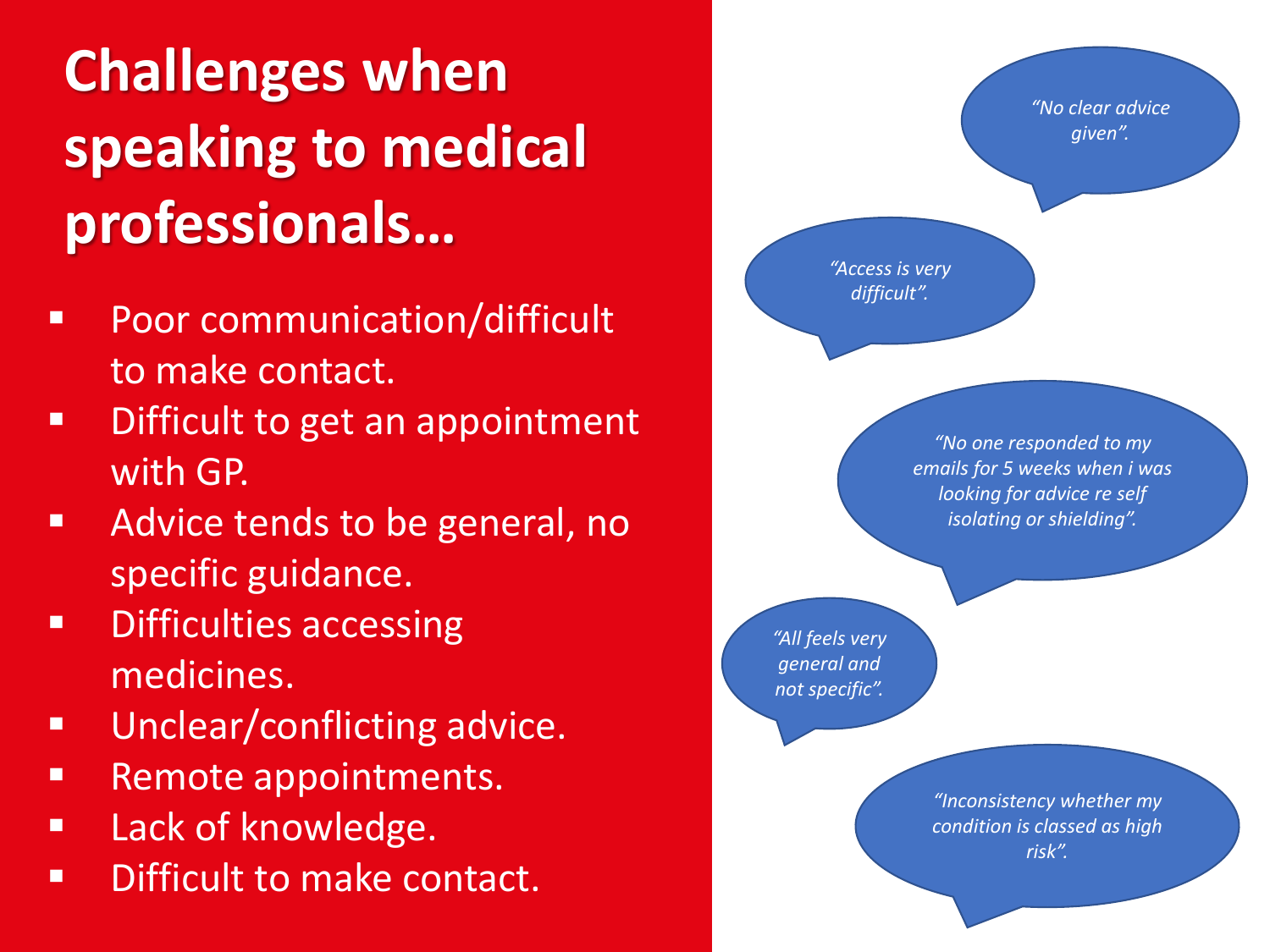# Challenges when speaking to medical professionals…

- Poor communication/difficult to make contact.
- Difficult to get an appointment with GP.
- Advice tends to be general, no specific guidance.
- Difficulties accessing medicines.
- Unclear/conflicting advice.
- Remote appointments.
- Lack of knowledge.
- Difficult to make contact.

*"No clear advice given".*

*"Access is very difficult".*

*"No one responded to my emails for 5 weeks when i was looking for advice re self isolating or shielding".*

*"All feels very general and not specific".*

*"Inconsistency whether my condition is classed as high risk".*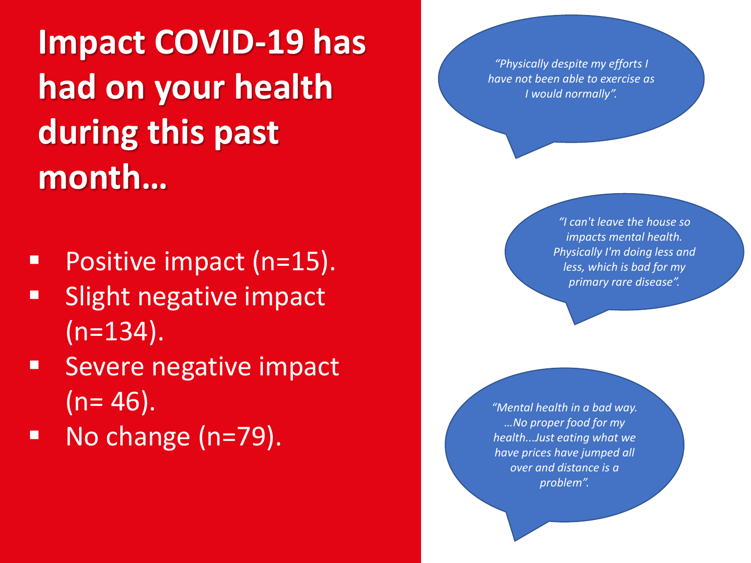# Impact COVID-19 has had on your health during this past month…

- Positive impact (n=15).
- Slight negative impact (n=134).
- Severe negative impact (n= 46).
- No change (n=79).

*“Physically despite my efforts I have not been able to exercise as I would normally”.*

*“I can't leave the house so impacts mental health. Physically I'm doing less and less, which is bad for my primary rare disease”.*

*“Mental health in a bad way. …No proper food for my health…Just eating what we have prices have jumped all over and distance is a problem”.*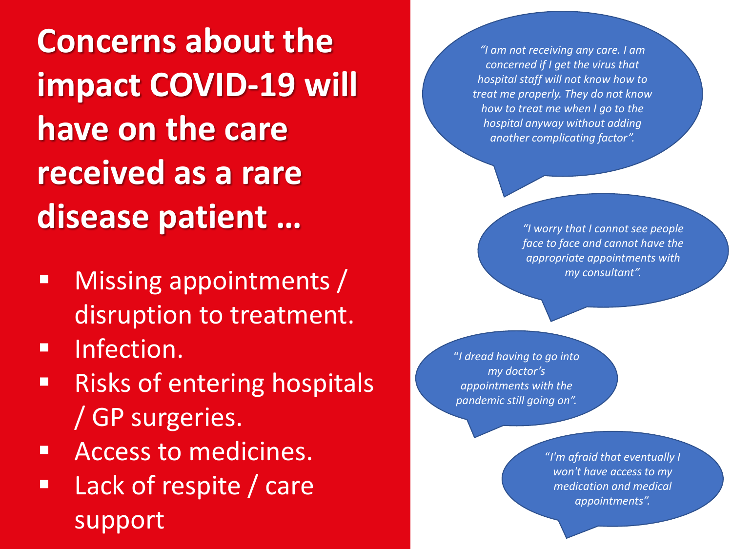# Concerns about the impact COVID-19 will have on the care received as a rare disease patient …

- Missing appointments / disruption to treatment.
- Infection.
- Risks of entering hospitals / GP surgeries.
- Access to medicines.
- Lack of respite / care support

*"I am not receiving any care. I am concerned if I get the virus that hospital staff will not know how to treat me properly. They do not know how to treat me when I go to the hospital anyway without adding another complicating factor".*

*"I worry that I cannot see people face to face and cannot have the appropriate appointments with my consultant".*

*"I dread having to go into my doctor's appointments with the pandemic still going on".*

*"I'm afraid that eventually I won't have access to my medication and medical appointments".*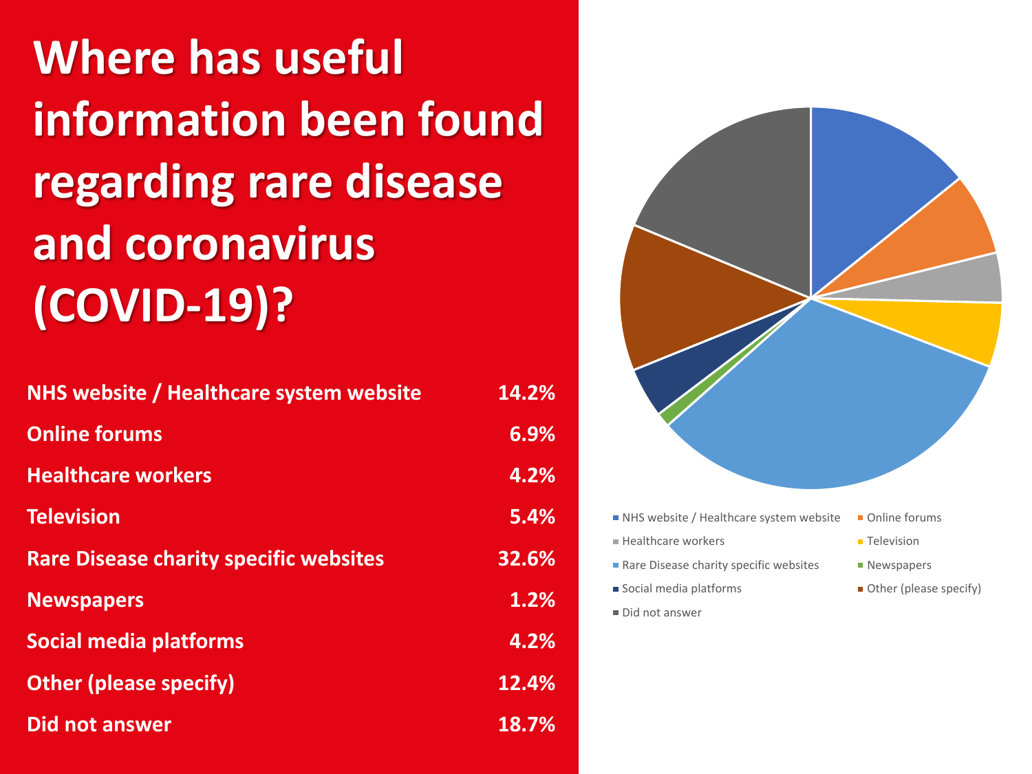# Where has useful information been found regarding rare disease and coronavirus (COVID-19)?

| | |
|---|---|
| NHS website / Healthcare system website | 14.2% |
| Online forums | 6.9% |
| Healthcare workers | 4.2% |
| Television | 5.4% |
| Rare Disease charity specific websites | 32.6% |
| Newspapers | 1.2% |
| Social media platforms | 4.2% |
| Other (please specify) | 12.4% |
| Did not answer | 18.7% |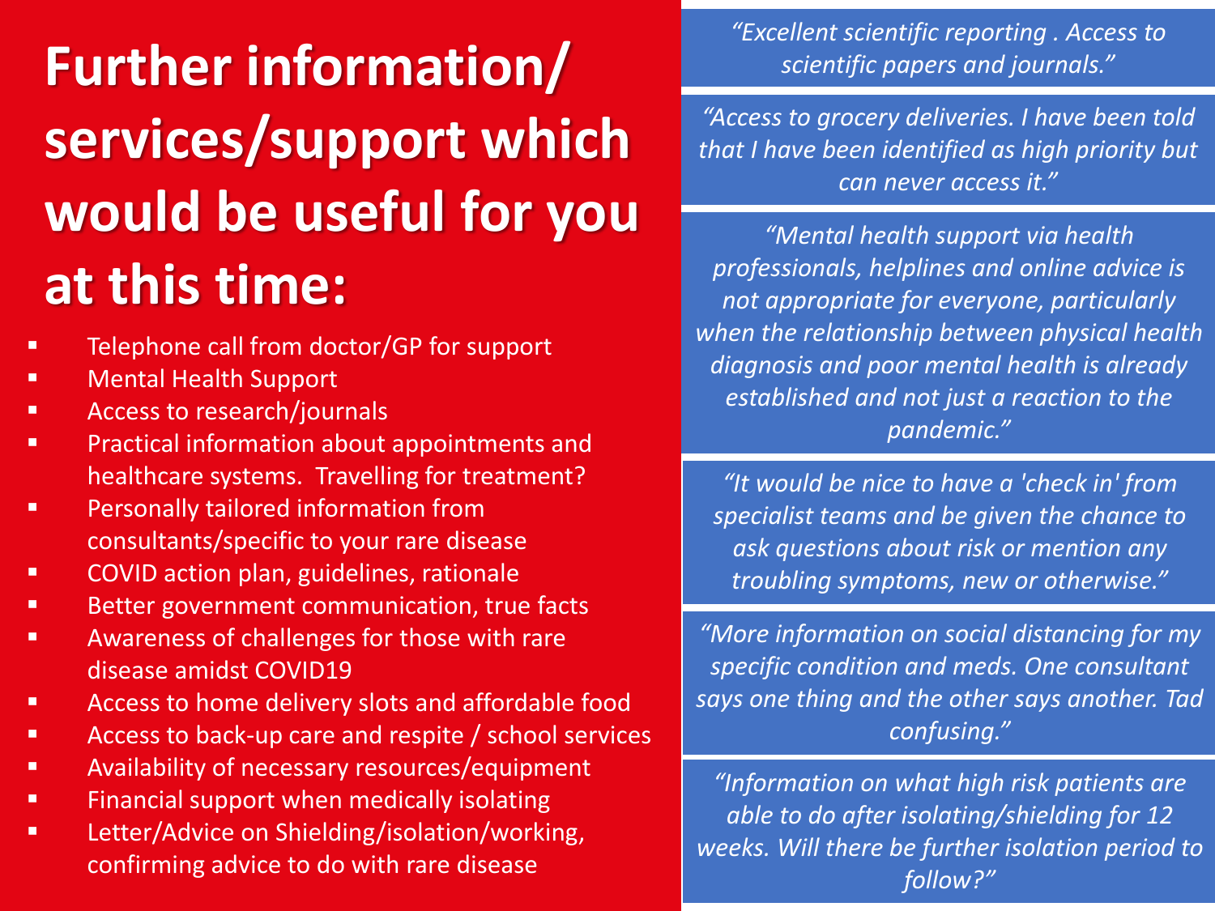# Further information/ services/support which would be useful for you at this time:

- Telephone call from doctor/GP for support
- Mental Health Support
- Access to research/journals
- Practical information about appointments and healthcare systems. Travelling for treatment?
- Personally tailored information from consultants/specific to your rare disease
- COVID action plan, guidelines, rationale
- Better government communication, true facts
- Awareness of challenges for those with rare disease amidst COVID19
- Access to home delivery slots and affordable food
- Access to back-up care and respite / school services
- Availability of necessary resources/equipment
- Financial support when medically isolating
- Letter/Advice on Shielding/isolation/working, confirming advice to do with rare disease

*"Excellent scientific reporting . Access to scientific papers and journals."*

*"Access to grocery deliveries. I have been told that I have been identified as high priority but can never access it."*

*"Mental health support via health professionals, helplines and online advice is not appropriate for everyone, particularly when the relationship between physical health diagnosis and poor mental health is already established and not just a reaction to the pandemic."*

*"It would be nice to have a 'check in' from specialist teams and be given the chance to ask questions about risk or mention any troubling symptoms, new or otherwise."*

*"More information on social distancing for my specific condition and meds. One consultant says one thing and the other says another. Tad confusing."*

*"Information on what high risk patients are able to do after isolating/shielding for 12 weeks. Will there be further isolation period to follow?"*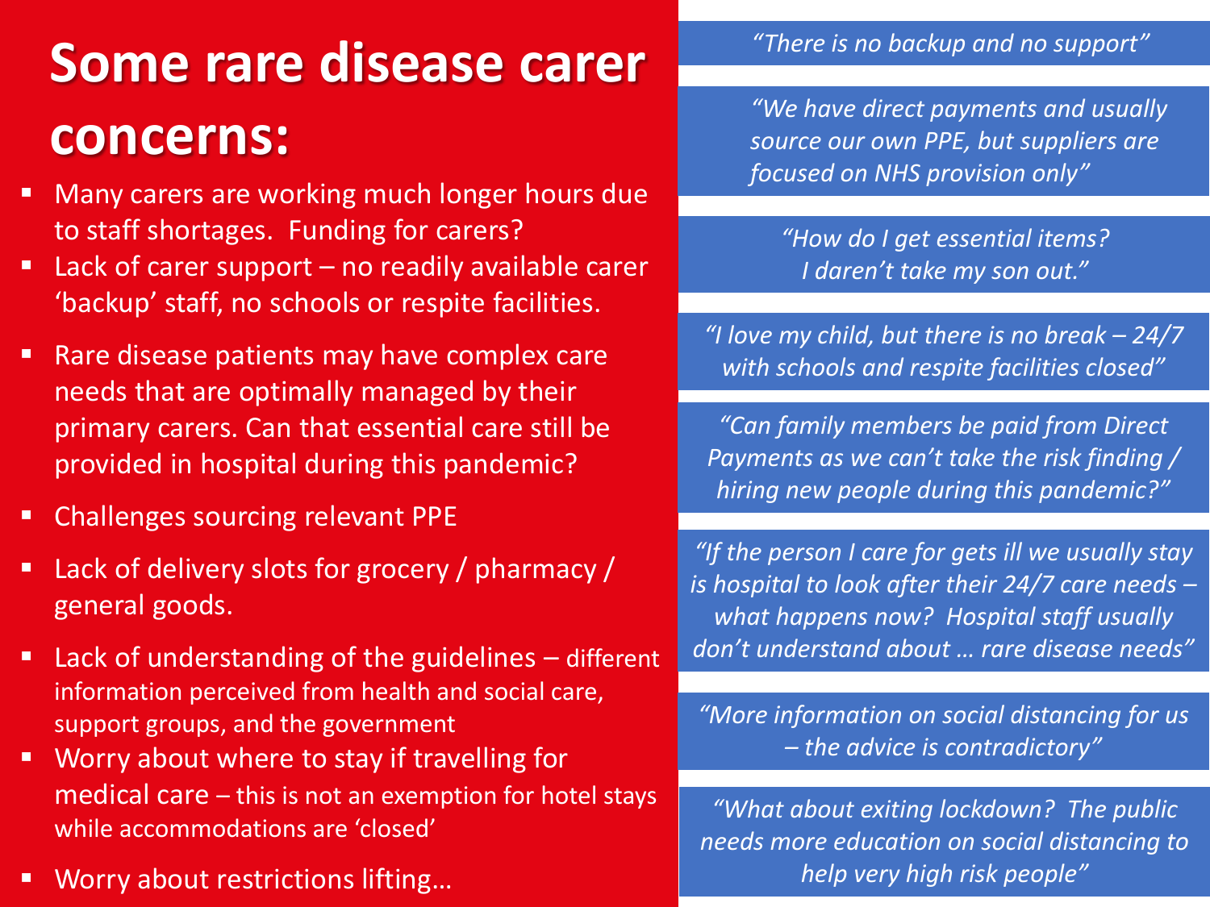# Some rare disease carer concerns:

- Many carers are working much longer hours due to staff shortages. Funding for carers?
- Lack of carer support – no readily available carer 'backup' staff, no schools or respite facilities.
- Rare disease patients may have complex care needs that are optimally managed by their primary carers. Can that essential care still be provided in hospital during this pandemic?
- Challenges sourcing relevant PPE
- Lack of delivery slots for grocery / pharmacy / general goods.
- Lack of understanding of the guidelines – different information perceived from health and social care, support groups, and the government
- Worry about where to stay if travelling for medical care – this is not an exemption for hotel stays while accommodations are 'closed'
- Worry about restrictions lifting…

*"There is no backup and no support"*

*"We have direct payments and usually source our own PPE, but suppliers are focused on NHS provision only"*

*"How do I get essential items? I daren't take my son out."*

*"I love my child, but there is no break – 24/7 with schools and respite facilities closed"*

*"Can family members be paid from Direct Payments as we can't take the risk finding / hiring new people during this pandemic?"*

*"If the person I care for gets ill we usually stay is hospital to look after their 24/7 care needs – what happens now? Hospital staff usually don't understand about … rare disease needs"*

*"More information on social distancing for us – the advice is contradictory"*

*"What about exiting lockdown? The public needs more education on social distancing to help very high risk people"*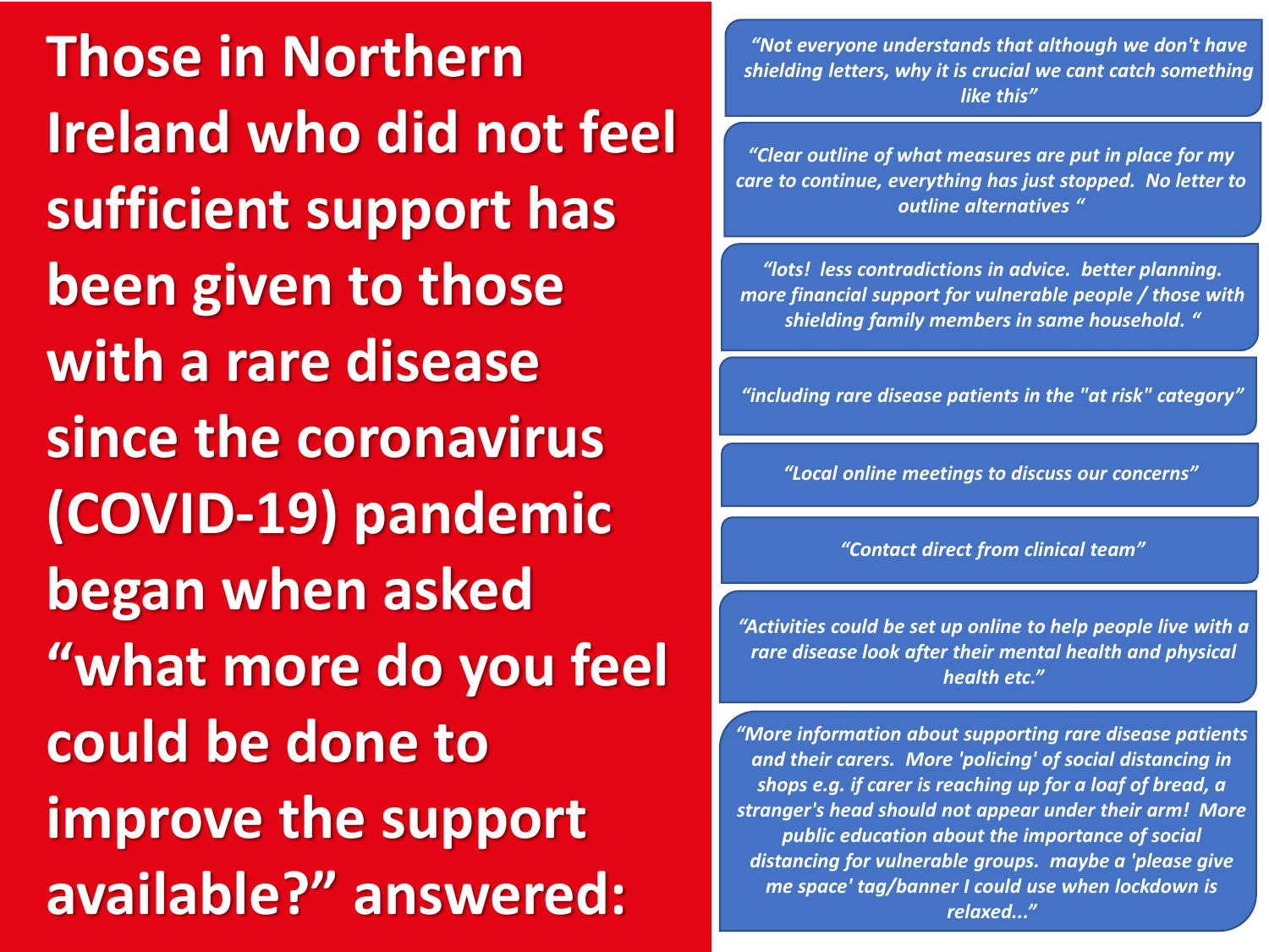# Those in Northern Ireland who did not feel sufficient support has been given to those with a rare disease since the coronavirus (COVID-19) pandemic began when asked "what more do you feel could be done to improve the support available?" answered:

*"Not everyone understands that although we don't have shielding letters, why it is crucial we cant catch something like this"*

*"Clear outline of what measures are put in place for my care to continue, everything has just stopped. No letter to outline alternatives "*

*"lots! less contradictions in advice. better planning. more financial support for vulnerable people / those with shielding family members in same household. "*

*"including rare disease patients in the "at risk" category"*

*"Local online meetings to discuss our concerns"*

*"Contact direct from clinical team"*

*"Activities could be set up online to help people live with a rare disease look after their mental health and physical health etc."*

*"More information about supporting rare disease patients and their carers. More 'policing' of social distancing in shops e.g. if carer is reaching up for a loaf of bread, a stranger's head should not appear under their arm! More public education about the importance of social distancing for vulnerable groups. maybe a 'please give me space' tag/banner I could use when lockdown is relaxed..."*